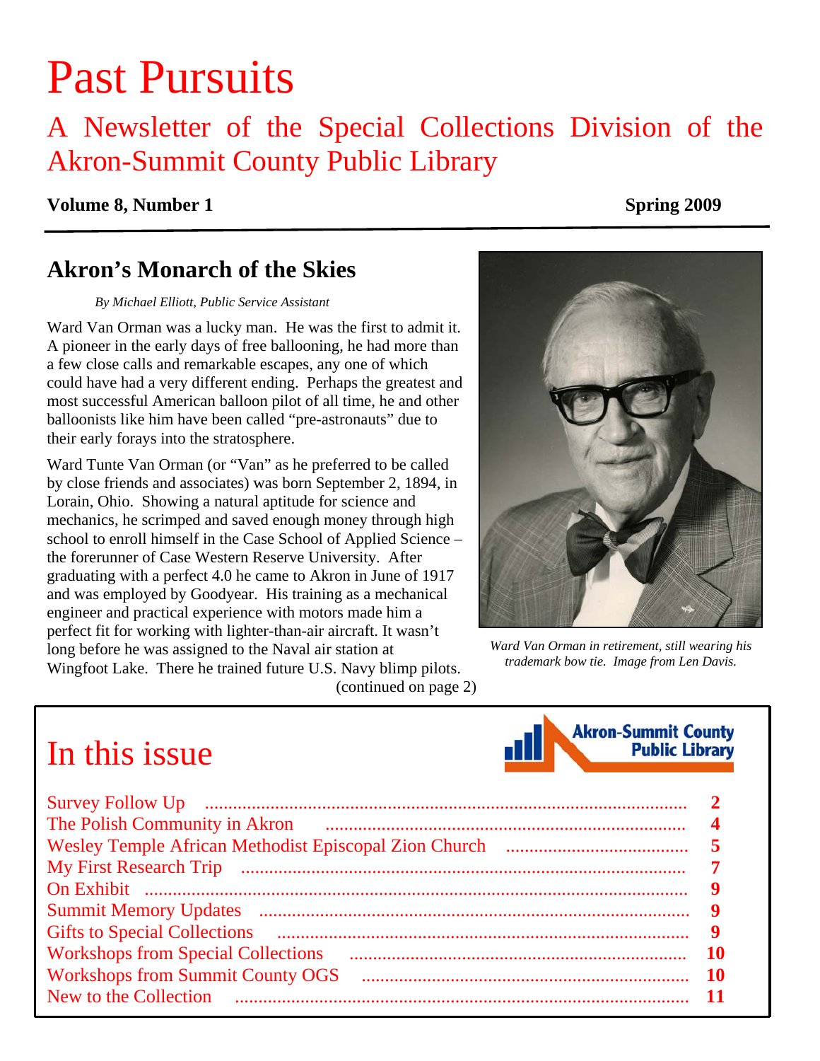# Past Pursuits

## A Newsletter of the Special Collections Division of the Akron-Summit County Public Library

**Volume 8, Number 1** **Spring 2009**

## Akron's Monarch of the Skies

*By Michael Elliott, Public Service Assistant*

Ward Van Orman was a lucky man. He was the first to admit it. A pioneer in the early days of free ballooning, he had more than a few close calls and remarkable escapes, any one of which could have had a very different ending. Perhaps the greatest and most successful American balloon pilot of all time, he and other balloonists like him have been called "pre-astronauts" due to their early forays into the stratosphere.

Ward Tunte Van Orman (or "Van" as he preferred to be called by close friends and associates) was born September 2, 1894, in Lorain, Ohio. Showing a natural aptitude for science and mechanics, he scrimped and saved enough money through high school to enroll himself in the Case School of Applied Science – the forerunner of Case Western Reserve University. After graduating with a perfect 4.0 he came to Akron in June of 1917 and was employed by Goodyear. His training as a mechanical engineer and practical experience with motors made him a perfect fit for working with lighter-than-air aircraft. It wasn't long before he was assigned to the Naval air station at Wingfoot Lake. There he trained future U.S. Navy blimp pilots.

(continued on page 2)

*Ward Van Orman in retirement, still wearing his trademark bow tie. Image from Len Davis.*

## In this issue

Akron-Summit County Public Library

| | |
|---|---|
| Survey Follow Up | **2** |
| The Polish Community in Akron | **4** |
| Wesley Temple African Methodist Episcopal Zion Church | **5** |
| My First Research Trip | **7** |
| On Exhibit | **9** |
| Summit Memory Updates | **9** |
| Gifts to Special Collections | **9** |
| Workshops from Special Collections | **10** |
| Workshops from Summit County OGS | **10** |
| New to the Collection | **11** |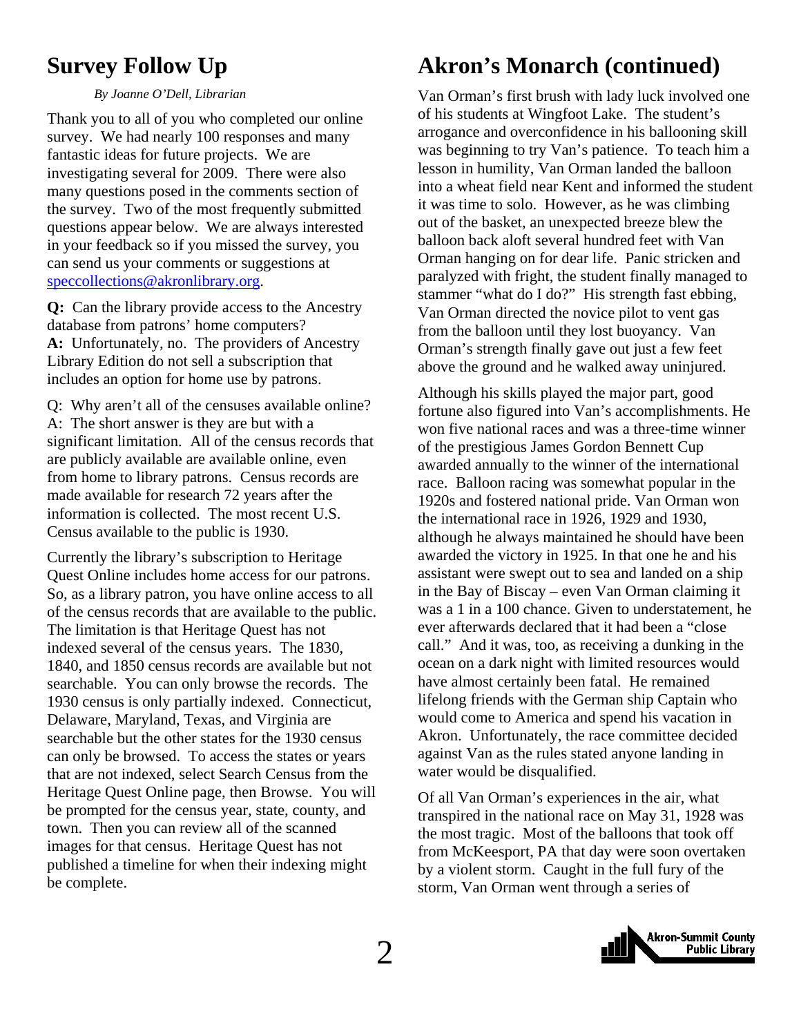## Survey Follow Up

*By Joanne O'Dell, Librarian*

Thank you to all of you who completed our online survey. We had nearly 100 responses and many fantastic ideas for future projects. We are investigating several for 2009. There were also many questions posed in the comments section of the survey. Two of the most frequently submitted questions appear below. We are always interested in your feedback so if you missed the survey, you can send us your comments or suggestions at speccollections@akronlibrary.org.

**Q:** Can the library provide access to the Ancestry database from patrons' home computers?
**A:** Unfortunately, no. The providers of Ancestry Library Edition do not sell a subscription that includes an option for home use by patrons.

Q: Why aren't all of the censuses available online?
A: The short answer is they are but with a significant limitation. All of the census records that are publicly available are available online, even from home to library patrons. Census records are made available for research 72 years after the information is collected. The most recent U.S. Census available to the public is 1930.

Currently the library's subscription to Heritage Quest Online includes home access for our patrons. So, as a library patron, you have online access to all of the census records that are available to the public. The limitation is that Heritage Quest has not indexed several of the census years. The 1830, 1840, and 1850 census records are available but not searchable. You can only browse the records. The 1930 census is only partially indexed. Connecticut, Delaware, Maryland, Texas, and Virginia are searchable but the other states for the 1930 census can only be browsed. To access the states or years that are not indexed, select Search Census from the Heritage Quest Online page, then Browse. You will be prompted for the census year, state, county, and town. Then you can review all of the scanned images for that census. Heritage Quest has not published a timeline for when their indexing might be complete.

## Akron's Monarch (continued)

Van Orman's first brush with lady luck involved one of his students at Wingfoot Lake. The student's arrogance and overconfidence in his ballooning skill was beginning to try Van's patience. To teach him a lesson in humility, Van Orman landed the balloon into a wheat field near Kent and informed the student it was time to solo. However, as he was climbing out of the basket, an unexpected breeze blew the balloon back aloft several hundred feet with Van Orman hanging on for dear life. Panic stricken and paralyzed with fright, the student finally managed to stammer "what do I do?" His strength fast ebbing, Van Orman directed the novice pilot to vent gas from the balloon until they lost buoyancy. Van Orman's strength finally gave out just a few feet above the ground and he walked away uninjured.

Although his skills played the major part, good fortune also figured into Van's accomplishments. He won five national races and was a three-time winner of the prestigious James Gordon Bennett Cup awarded annually to the winner of the international race. Balloon racing was somewhat popular in the 1920s and fostered national pride. Van Orman won the international race in 1926, 1929 and 1930, although he always maintained he should have been awarded the victory in 1925. In that one he and his assistant were swept out to sea and landed on a ship in the Bay of Biscay – even Van Orman claiming it was a 1 in a 100 chance. Given to understatement, he ever afterwards declared that it had been a "close call." And it was, too, as receiving a dunking in the ocean on a dark night with limited resources would have almost certainly been fatal. He remained lifelong friends with the German ship Captain who would come to America and spend his vacation in Akron. Unfortunately, the race committee decided against Van as the rules stated anyone landing in water would be disqualified.

Of all Van Orman's experiences in the air, what transpired in the national race on May 31, 1928 was the most tragic. Most of the balloons that took off from McKeesport, PA that day were soon overtaken by a violent storm. Caught in the full fury of the storm, Van Orman went through a series of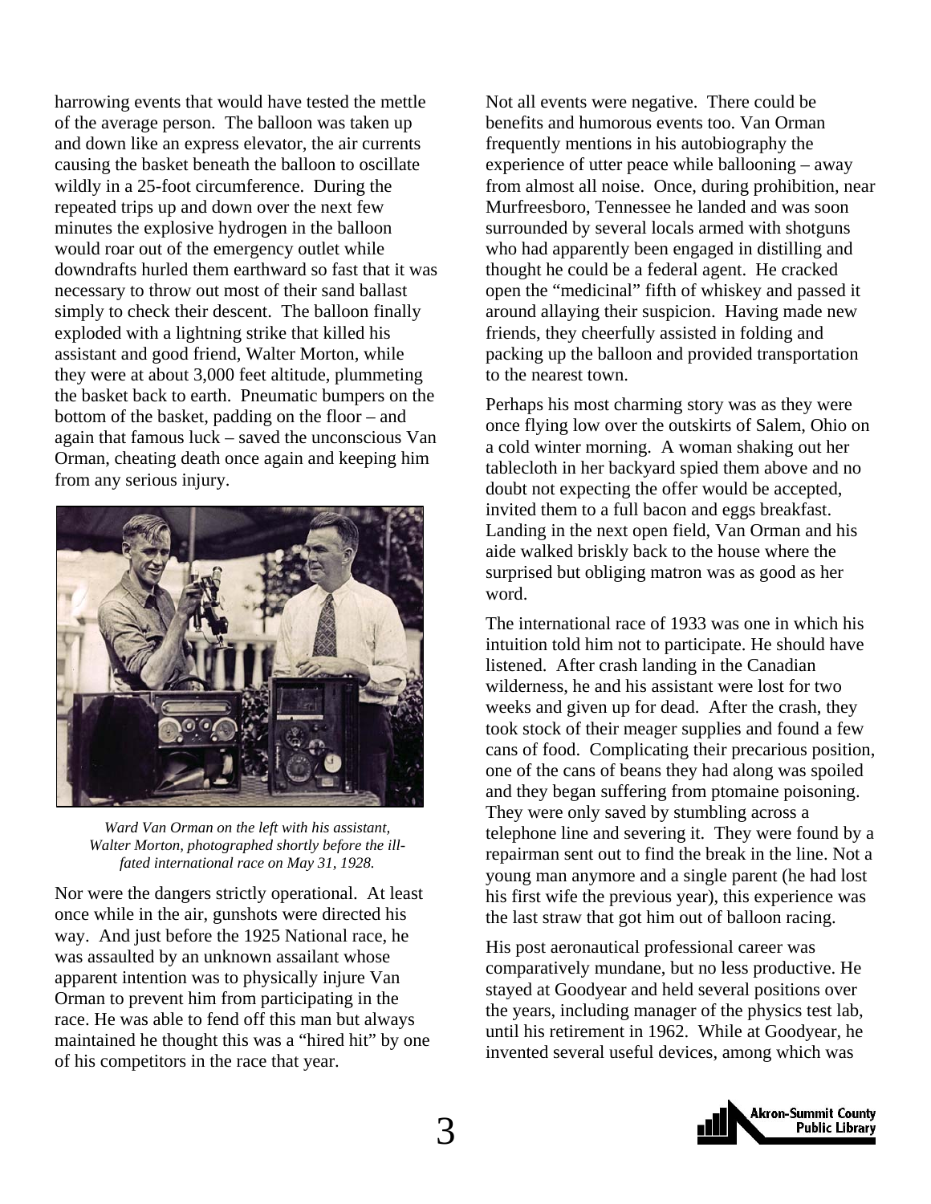harrowing events that would have tested the mettle of the average person. The balloon was taken up and down like an express elevator, the air currents causing the basket beneath the balloon to oscillate wildly in a 25-foot circumference. During the repeated trips up and down over the next few minutes the explosive hydrogen in the balloon would roar out of the emergency outlet while downdrafts hurled them earthward so fast that it was necessary to throw out most of their sand ballast simply to check their descent. The balloon finally exploded with a lightning strike that killed his assistant and good friend, Walter Morton, while they were at about 3,000 feet altitude, plummeting the basket back to earth. Pneumatic bumpers on the bottom of the basket, padding on the floor – and again that famous luck – saved the unconscious Van Orman, cheating death once again and keeping him from any serious injury.

*Ward Van Orman on the left with his assistant, Walter Morton, photographed shortly before the ill-fated international race on May 31, 1928.*

Nor were the dangers strictly operational. At least once while in the air, gunshots were directed his way. And just before the 1925 National race, he was assaulted by an unknown assailant whose apparent intention was to physically injure Van Orman to prevent him from participating in the race. He was able to fend off this man but always maintained he thought this was a "hired hit" by one of his competitors in the race that year.

Not all events were negative. There could be benefits and humorous events too. Van Orman frequently mentions in his autobiography the experience of utter peace while ballooning – away from almost all noise. Once, during prohibition, near Murfreesboro, Tennessee he landed and was soon surrounded by several locals armed with shotguns who had apparently been engaged in distilling and thought he could be a federal agent. He cracked open the "medicinal" fifth of whiskey and passed it around allaying their suspicion. Having made new friends, they cheerfully assisted in folding and packing up the balloon and provided transportation to the nearest town.

Perhaps his most charming story was as they were once flying low over the outskirts of Salem, Ohio on a cold winter morning. A woman shaking out her tablecloth in her backyard spied them above and no doubt not expecting the offer would be accepted, invited them to a full bacon and eggs breakfast. Landing in the next open field, Van Orman and his aide walked briskly back to the house where the surprised but obliging matron was as good as her word.

The international race of 1933 was one in which his intuition told him not to participate. He should have listened. After crash landing in the Canadian wilderness, he and his assistant were lost for two weeks and given up for dead. After the crash, they took stock of their meager supplies and found a few cans of food. Complicating their precarious position, one of the cans of beans they had along was spoiled and they began suffering from ptomaine poisoning. They were only saved by stumbling across a telephone line and severing it. They were found by a repairman sent out to find the break in the line. Not a young man anymore and a single parent (he had lost his first wife the previous year), this experience was the last straw that got him out of balloon racing.

His post aeronautical professional career was comparatively mundane, but no less productive. He stayed at Goodyear and held several positions over the years, including manager of the physics test lab, until his retirement in 1962. While at Goodyear, he invented several useful devices, among which was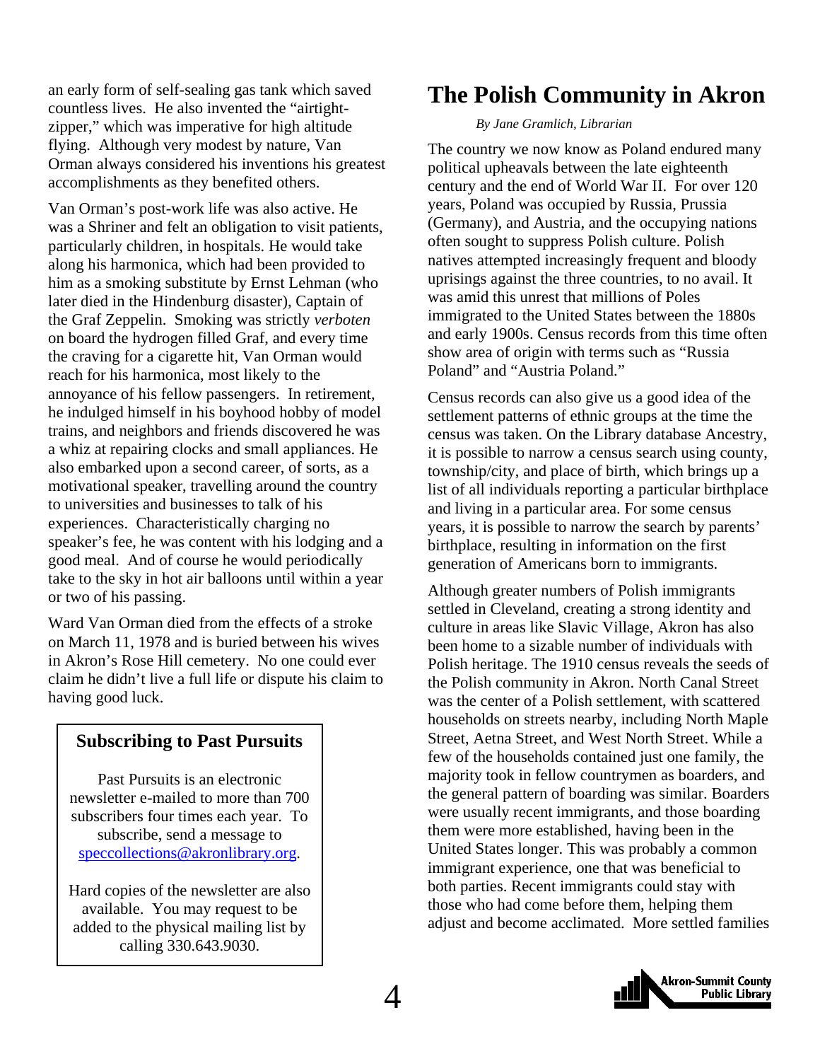an early form of self-sealing gas tank which saved countless lives. He also invented the "airtight-zipper," which was imperative for high altitude flying. Although very modest by nature, Van Orman always considered his inventions his greatest accomplishments as they benefited others.

Van Orman's post-work life was also active. He was a Shriner and felt an obligation to visit patients, particularly children, in hospitals. He would take along his harmonica, which had been provided to him as a smoking substitute by Ernst Lehman (who later died in the Hindenburg disaster), Captain of the Graf Zeppelin. Smoking was strictly *verboten* on board the hydrogen filled Graf, and every time the craving for a cigarette hit, Van Orman would reach for his harmonica, most likely to the annoyance of his fellow passengers. In retirement, he indulged himself in his boyhood hobby of model trains, and neighbors and friends discovered he was a whiz at repairing clocks and small appliances. He also embarked upon a second career, of sorts, as a motivational speaker, travelling around the country to universities and businesses to talk of his experiences. Characteristically charging no speaker's fee, he was content with his lodging and a good meal. And of course he would periodically take to the sky in hot air balloons until within a year or two of his passing.

Ward Van Orman died from the effects of a stroke on March 11, 1978 and is buried between his wives in Akron's Rose Hill cemetery. No one could ever claim he didn't live a full life or dispute his claim to having good luck.

### Subscribing to Past Pursuits

Past Pursuits is an electronic newsletter e-mailed to more than 700 subscribers four times each year. To subscribe, send a message to speccollections@akronlibrary.org.

Hard copies of the newsletter are also available. You may request to be added to the physical mailing list by calling 330.643.9030.

# The Polish Community in Akron

*By Jane Gramlich, Librarian*

The country we now know as Poland endured many political upheavals between the late eighteenth century and the end of World War II. For over 120 years, Poland was occupied by Russia, Prussia (Germany), and Austria, and the occupying nations often sought to suppress Polish culture. Polish natives attempted increasingly frequent and bloody uprisings against the three countries, to no avail. It was amid this unrest that millions of Poles immigrated to the United States between the 1880s and early 1900s. Census records from this time often show area of origin with terms such as "Russia Poland" and "Austria Poland."

Census records can also give us a good idea of the settlement patterns of ethnic groups at the time the census was taken. On the Library database Ancestry, it is possible to narrow a census search using county, township/city, and place of birth, which brings up a list of all individuals reporting a particular birthplace and living in a particular area. For some census years, it is possible to narrow the search by parents' birthplace, resulting in information on the first generation of Americans born to immigrants.

Although greater numbers of Polish immigrants settled in Cleveland, creating a strong identity and culture in areas like Slavic Village, Akron has also been home to a sizable number of individuals with Polish heritage. The 1910 census reveals the seeds of the Polish community in Akron. North Canal Street was the center of a Polish settlement, with scattered households on streets nearby, including North Maple Street, Aetna Street, and West North Street. While a few of the households contained just one family, the majority took in fellow countrymen as boarders, and the general pattern of boarding was similar. Boarders were usually recent immigrants, and those boarding them were more established, having been in the United States longer. This was probably a common immigrant experience, one that was beneficial to both parties. Recent immigrants could stay with those who had come before them, helping them adjust and become acclimated. More settled families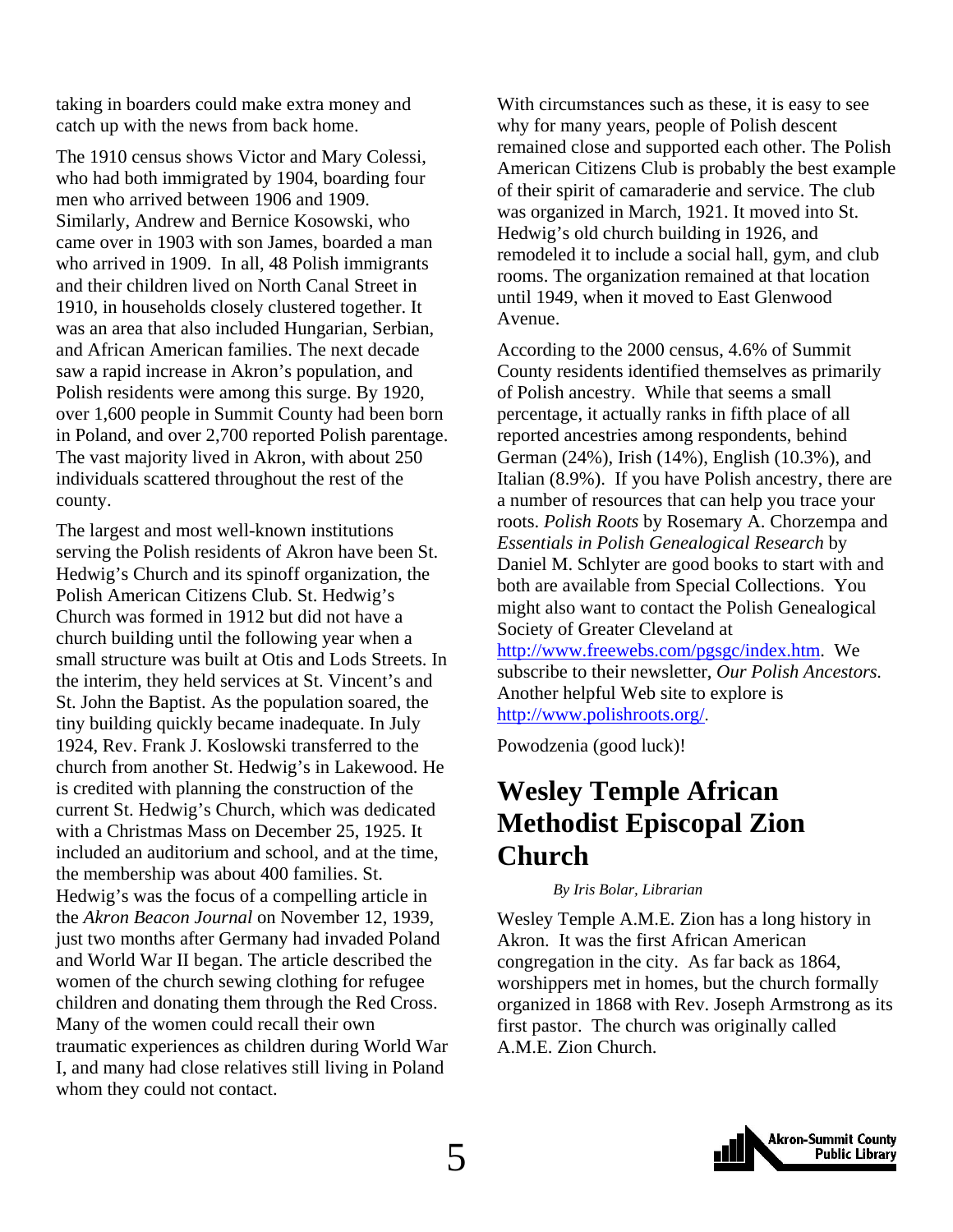taking in boarders could make extra money and catch up with the news from back home.

The 1910 census shows Victor and Mary Colessi, who had both immigrated by 1904, boarding four men who arrived between 1906 and 1909. Similarly, Andrew and Bernice Kosowski, who came over in 1903 with son James, boarded a man who arrived in 1909. In all, 48 Polish immigrants and their children lived on North Canal Street in 1910, in households closely clustered together. It was an area that also included Hungarian, Serbian, and African American families. The next decade saw a rapid increase in Akron's population, and Polish residents were among this surge. By 1920, over 1,600 people in Summit County had been born in Poland, and over 2,700 reported Polish parentage. The vast majority lived in Akron, with about 250 individuals scattered throughout the rest of the county.

The largest and most well-known institutions serving the Polish residents of Akron have been St. Hedwig's Church and its spinoff organization, the Polish American Citizens Club. St. Hedwig's Church was formed in 1912 but did not have a church building until the following year when a small structure was built at Otis and Lods Streets. In the interim, they held services at St. Vincent's and St. John the Baptist. As the population soared, the tiny building quickly became inadequate. In July 1924, Rev. Frank J. Koslowski transferred to the church from another St. Hedwig's in Lakewood. He is credited with planning the construction of the current St. Hedwig's Church, which was dedicated with a Christmas Mass on December 25, 1925. It included an auditorium and school, and at the time, the membership was about 400 families. St. Hedwig's was the focus of a compelling article in the *Akron Beacon Journal* on November 12, 1939, just two months after Germany had invaded Poland and World War II began. The article described the women of the church sewing clothing for refugee children and donating them through the Red Cross. Many of the women could recall their own traumatic experiences as children during World War I, and many had close relatives still living in Poland whom they could not contact.

With circumstances such as these, it is easy to see why for many years, people of Polish descent remained close and supported each other. The Polish American Citizens Club is probably the best example of their spirit of camaraderie and service. The club was organized in March, 1921. It moved into St. Hedwig's old church building in 1926, and remodeled it to include a social hall, gym, and club rooms. The organization remained at that location until 1949, when it moved to East Glenwood Avenue.

According to the 2000 census, 4.6% of Summit County residents identified themselves as primarily of Polish ancestry. While that seems a small percentage, it actually ranks in fifth place of all reported ancestries among respondents, behind German (24%), Irish (14%), English (10.3%), and Italian (8.9%). If you have Polish ancestry, there are a number of resources that can help you trace your roots. *Polish Roots* by Rosemary A. Chorzempa and *Essentials in Polish Genealogical Research* by Daniel M. Schlyter are good books to start with and both are available from Special Collections. You might also want to contact the Polish Genealogical Society of Greater Cleveland at http://www.freewebs.com/pgsgc/index.htm. We subscribe to their newsletter, *Our Polish Ancestors.* Another helpful Web site to explore is http://www.polishroots.org/.

Powodzenia (good luck)!

# Wesley Temple African Methodist Episcopal Zion Church

*By Iris Bolar, Librarian*

Wesley Temple A.M.E. Zion has a long history in Akron. It was the first African American congregation in the city. As far back as 1864, worshippers met in homes, but the church formally organized in 1868 with Rev. Joseph Armstrong as its first pastor. The church was originally called A.M.E. Zion Church.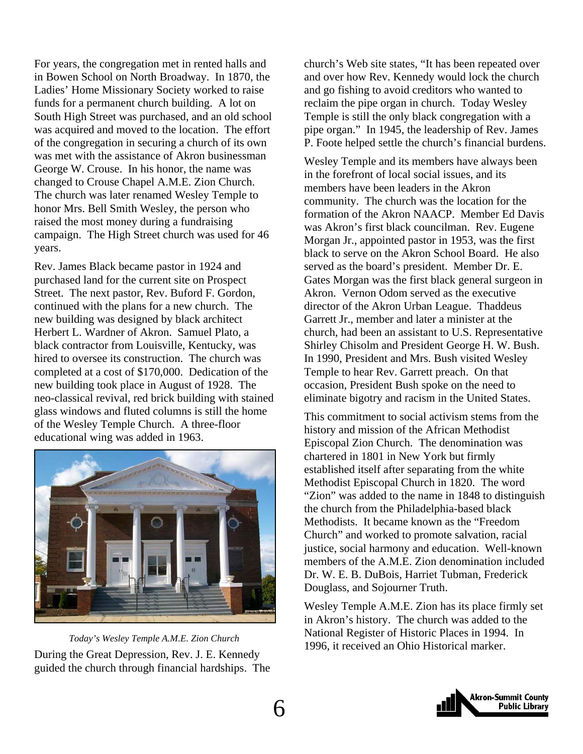For years, the congregation met in rented halls and in Bowen School on North Broadway. In 1870, the Ladies' Home Missionary Society worked to raise funds for a permanent church building. A lot on South High Street was purchased, and an old school was acquired and moved to the location. The effort of the congregation in securing a church of its own was met with the assistance of Akron businessman George W. Crouse. In his honor, the name was changed to Crouse Chapel A.M.E. Zion Church. The church was later renamed Wesley Temple to honor Mrs. Bell Smith Wesley, the person who raised the most money during a fundraising campaign. The High Street church was used for 46 years.

Rev. James Black became pastor in 1924 and purchased land for the current site on Prospect Street. The next pastor, Rev. Buford F. Gordon, continued with the plans for a new church. The new building was designed by black architect Herbert L. Wardner of Akron. Samuel Plato, a black contractor from Louisville, Kentucky, was hired to oversee its construction. The church was completed at a cost of $170,000. Dedication of the new building took place in August of 1928. The neo-classical revival, red brick building with stained glass windows and fluted columns is still the home of the Wesley Temple Church. A three-floor educational wing was added in 1963.

*Today's Wesley Temple A.M.E. Zion Church*

During the Great Depression, Rev. J. E. Kennedy guided the church through financial hardships. The church's Web site states, "It has been repeated over and over how Rev. Kennedy would lock the church and go fishing to avoid creditors who wanted to reclaim the pipe organ in church. Today Wesley Temple is still the only black congregation with a pipe organ." In 1945, the leadership of Rev. James P. Foote helped settle the church's financial burdens.

Wesley Temple and its members have always been in the forefront of local social issues, and its members have been leaders in the Akron community. The church was the location for the formation of the Akron NAACP. Member Ed Davis was Akron's first black councilman. Rev. Eugene Morgan Jr., appointed pastor in 1953, was the first black to serve on the Akron School Board. He also served as the board's president. Member Dr. E. Gates Morgan was the first black general surgeon in Akron. Vernon Odom served as the executive director of the Akron Urban League. Thaddeus Garrett Jr., member and later a minister at the church, had been an assistant to U.S. Representative Shirley Chisolm and President George H. W. Bush. In 1990, President and Mrs. Bush visited Wesley Temple to hear Rev. Garrett preach. On that occasion, President Bush spoke on the need to eliminate bigotry and racism in the United States.

This commitment to social activism stems from the history and mission of the African Methodist Episcopal Zion Church. The denomination was chartered in 1801 in New York but firmly established itself after separating from the white Methodist Episcopal Church in 1820. The word "Zion" was added to the name in 1848 to distinguish the church from the Philadelphia-based black Methodists. It became known as the "Freedom Church" and worked to promote salvation, racial justice, social harmony and education. Well-known members of the A.M.E. Zion denomination included Dr. W. E. B. DuBois, Harriet Tubman, Frederick Douglass, and Sojourner Truth.

Wesley Temple A.M.E. Zion has its place firmly set in Akron's history. The church was added to the National Register of Historic Places in 1994. In 1996, it received an Ohio Historical marker.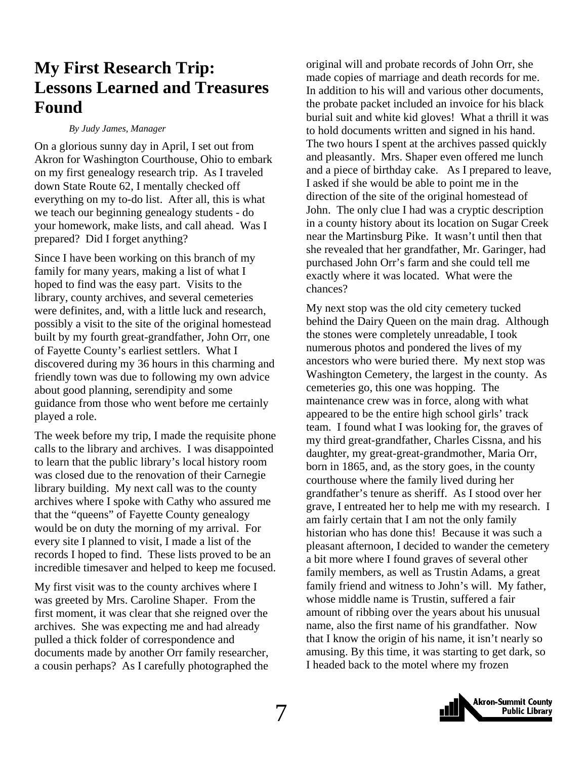# My First Research Trip: Lessons Learned and Treasures Found

*By Judy James, Manager*

On a glorious sunny day in April, I set out from Akron for Washington Courthouse, Ohio to embark on my first genealogy research trip. As I traveled down State Route 62, I mentally checked off everything on my to-do list. After all, this is what we teach our beginning genealogy students - do your homework, make lists, and call ahead. Was I prepared? Did I forget anything?

Since I have been working on this branch of my family for many years, making a list of what I hoped to find was the easy part. Visits to the library, county archives, and several cemeteries were definites, and, with a little luck and research, possibly a visit to the site of the original homestead built by my fourth great-grandfather, John Orr, one of Fayette County's earliest settlers. What I discovered during my 36 hours in this charming and friendly town was due to following my own advice about good planning, serendipity and some guidance from those who went before me certainly played a role.

The week before my trip, I made the requisite phone calls to the library and archives. I was disappointed to learn that the public library's local history room was closed due to the renovation of their Carnegie library building. My next call was to the county archives where I spoke with Cathy who assured me that the "queens" of Fayette County genealogy would be on duty the morning of my arrival. For every site I planned to visit, I made a list of the records I hoped to find. These lists proved to be an incredible timesaver and helped to keep me focused.

My first visit was to the county archives where I was greeted by Mrs. Caroline Shaper. From the first moment, it was clear that she reigned over the archives. She was expecting me and had already pulled a thick folder of correspondence and documents made by another Orr family researcher, a cousin perhaps? As I carefully photographed the original will and probate records of John Orr, she made copies of marriage and death records for me. In addition to his will and various other documents, the probate packet included an invoice for his black burial suit and white kid gloves! What a thrill it was to hold documents written and signed in his hand. The two hours I spent at the archives passed quickly and pleasantly. Mrs. Shaper even offered me lunch and a piece of birthday cake. As I prepared to leave, I asked if she would be able to point me in the direction of the site of the original homestead of John. The only clue I had was a cryptic description in a county history about its location on Sugar Creek near the Martinsburg Pike. It wasn't until then that she revealed that her grandfather, Mr. Garinger, had purchased John Orr's farm and she could tell me exactly where it was located. What were the chances?

My next stop was the old city cemetery tucked behind the Dairy Queen on the main drag. Although the stones were completely unreadable, I took numerous photos and pondered the lives of my ancestors who were buried there. My next stop was Washington Cemetery, the largest in the county. As cemeteries go, this one was hopping. The maintenance crew was in force, along with what appeared to be the entire high school girls' track team. I found what I was looking for, the graves of my third great-grandfather, Charles Cissna, and his daughter, my great-great-grandmother, Maria Orr, born in 1865, and, as the story goes, in the county courthouse where the family lived during her grandfather's tenure as sheriff. As I stood over her grave, I entreated her to help me with my research. I am fairly certain that I am not the only family historian who has done this! Because it was such a pleasant afternoon, I decided to wander the cemetery a bit more where I found graves of several other family members, as well as Trustin Adams, a great family friend and witness to John's will. My father, whose middle name is Trustin, suffered a fair amount of ribbing over the years about his unusual name, also the first name of his grandfather. Now that I know the origin of his name, it isn't nearly so amusing. By this time, it was starting to get dark, so I headed back to the motel where my frozen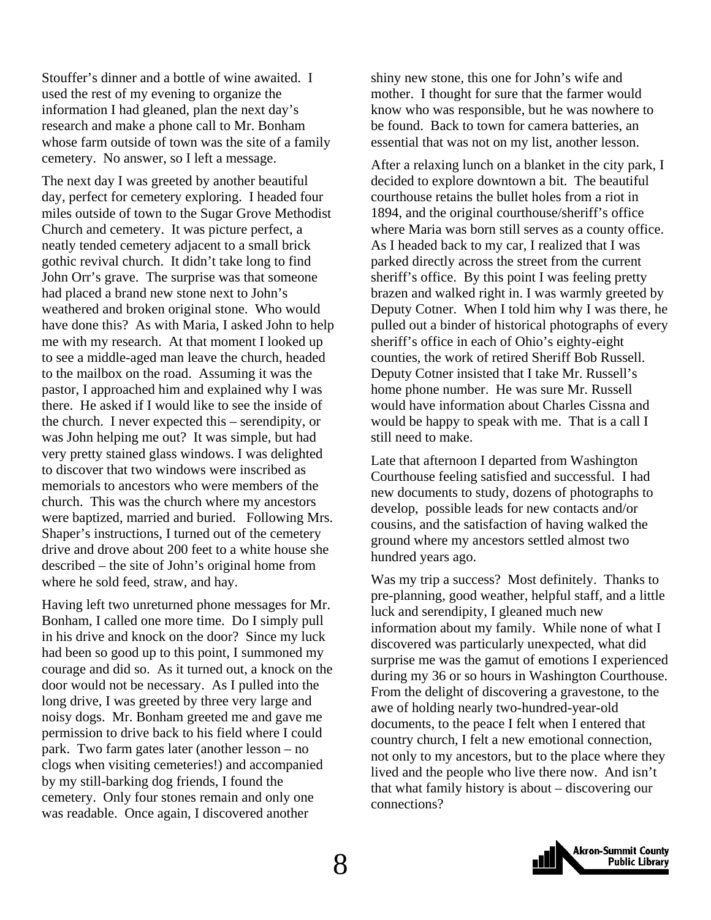Stouffer's dinner and a bottle of wine awaited. I used the rest of my evening to organize the information I had gleaned, plan the next day's research and make a phone call to Mr. Bonham whose farm outside of town was the site of a family cemetery. No answer, so I left a message.

The next day I was greeted by another beautiful day, perfect for cemetery exploring. I headed four miles outside of town to the Sugar Grove Methodist Church and cemetery. It was picture perfect, a neatly tended cemetery adjacent to a small brick gothic revival church. It didn't take long to find John Orr's grave. The surprise was that someone had placed a brand new stone next to John's weathered and broken original stone. Who would have done this? As with Maria, I asked John to help me with my research. At that moment I looked up to see a middle-aged man leave the church, headed to the mailbox on the road. Assuming it was the pastor, I approached him and explained why I was there. He asked if I would like to see the inside of the church. I never expected this – serendipity, or was John helping me out? It was simple, but had very pretty stained glass windows. I was delighted to discover that two windows were inscribed as memorials to ancestors who were members of the church. This was the church where my ancestors were baptized, married and buried. Following Mrs. Shaper's instructions, I turned out of the cemetery drive and drove about 200 feet to a white house she described – the site of John's original home from where he sold feed, straw, and hay.

Having left two unreturned phone messages for Mr. Bonham, I called one more time. Do I simply pull in his drive and knock on the door? Since my luck had been so good up to this point, I summoned my courage and did so. As it turned out, a knock on the door would not be necessary. As I pulled into the long drive, I was greeted by three very large and noisy dogs. Mr. Bonham greeted me and gave me permission to drive back to his field where I could park. Two farm gates later (another lesson – no clogs when visiting cemeteries!) and accompanied by my still-barking dog friends, I found the cemetery. Only four stones remain and only one was readable. Once again, I discovered another shiny new stone, this one for John's wife and mother. I thought for sure that the farmer would know who was responsible, but he was nowhere to be found. Back to town for camera batteries, an essential that was not on my list, another lesson.

After a relaxing lunch on a blanket in the city park, I decided to explore downtown a bit. The beautiful courthouse retains the bullet holes from a riot in 1894, and the original courthouse/sheriff's office where Maria was born still serves as a county office. As I headed back to my car, I realized that I was parked directly across the street from the current sheriff's office. By this point I was feeling pretty brazen and walked right in. I was warmly greeted by Deputy Cotner. When I told him why I was there, he pulled out a binder of historical photographs of every sheriff's office in each of Ohio's eighty-eight counties, the work of retired Sheriff Bob Russell. Deputy Cotner insisted that I take Mr. Russell's home phone number. He was sure Mr. Russell would have information about Charles Cissna and would be happy to speak with me. That is a call I still need to make.

Late that afternoon I departed from Washington Courthouse feeling satisfied and successful. I had new documents to study, dozens of photographs to develop, possible leads for new contacts and/or cousins, and the satisfaction of having walked the ground where my ancestors settled almost two hundred years ago.

Was my trip a success? Most definitely. Thanks to pre-planning, good weather, helpful staff, and a little luck and serendipity, I gleaned much new information about my family. While none of what I discovered was particularly unexpected, what did surprise me was the gamut of emotions I experienced during my 36 or so hours in Washington Courthouse. From the delight of discovering a gravestone, to the awe of holding nearly two-hundred-year-old documents, to the peace I felt when I entered that country church, I felt a new emotional connection, not only to my ancestors, but to the place where they lived and the people who live there now. And isn't that what family history is about – discovering our connections?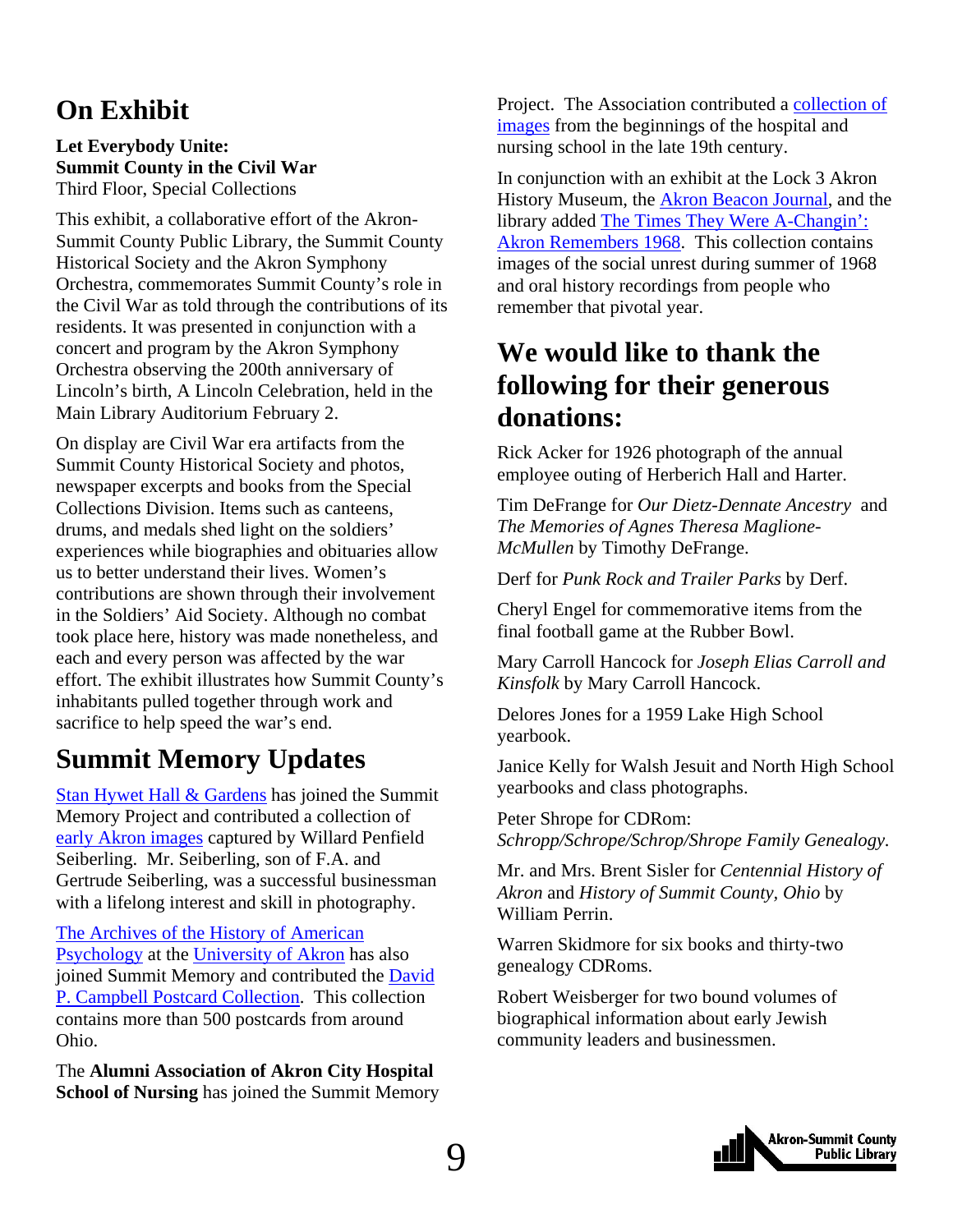# On Exhibit

**Let Everybody Unite:**
**Summit County in the Civil War**
Third Floor, Special Collections

This exhibit, a collaborative effort of the Akron-Summit County Public Library, the Summit County Historical Society and the Akron Symphony Orchestra, commemorates Summit County's role in the Civil War as told through the contributions of its residents. It was presented in conjunction with a concert and program by the Akron Symphony Orchestra observing the 200th anniversary of Lincoln's birth, A Lincoln Celebration, held in the Main Library Auditorium February 2.

On display are Civil War era artifacts from the Summit County Historical Society and photos, newspaper excerpts and books from the Special Collections Division. Items such as canteens, drums, and medals shed light on the soldiers' experiences while biographies and obituaries allow us to better understand their lives. Women's contributions are shown through their involvement in the Soldiers' Aid Society. Although no combat took place here, history was made nonetheless, and each and every person was affected by the war effort. The exhibit illustrates how Summit County's inhabitants pulled together through work and sacrifice to help speed the war's end.

# Summit Memory Updates

Stan Hywet Hall & Gardens has joined the Summit Memory Project and contributed a collection of early Akron images captured by Willard Penfield Seiberling. Mr. Seiberling, son of F.A. and Gertrude Seiberling, was a successful businessman with a lifelong interest and skill in photography.

The Archives of the History of American Psychology at the University of Akron has also joined Summit Memory and contributed the David P. Campbell Postcard Collection. This collection contains more than 500 postcards from around Ohio.

The **Alumni Association of Akron City Hospital School of Nursing** has joined the Summit Memory Project. The Association contributed a collection of images from the beginnings of the hospital and nursing school in the late 19th century.

In conjunction with an exhibit at the Lock 3 Akron History Museum, the Akron Beacon Journal, and the library added The Times They Were A-Changin': Akron Remembers 1968. This collection contains images of the social unrest during summer of 1968 and oral history recordings from people who remember that pivotal year.

# We would like to thank the following for their generous donations:

Rick Acker for 1926 photograph of the annual employee outing of Herberich Hall and Harter.

Tim DeFrange for *Our Dietz-Dennate Ancestry* and *The Memories of Agnes Theresa Maglione-McMullen* by Timothy DeFrange.

Derf for *Punk Rock and Trailer Parks* by Derf.

Cheryl Engel for commemorative items from the final football game at the Rubber Bowl.

Mary Carroll Hancock for *Joseph Elias Carroll and Kinsfolk* by Mary Carroll Hancock.

Delores Jones for a 1959 Lake High School yearbook.

Janice Kelly for Walsh Jesuit and North High School yearbooks and class photographs.

Peter Shrope for CDRom: *Schropp/Schrope/Schrop/Shrope Family Genealogy*.

Mr. and Mrs. Brent Sisler for *Centennial History of Akron* and *History of Summit County, Ohio* by William Perrin.

Warren Skidmore for six books and thirty-two genealogy CDRoms.

Robert Weisberger for two bound volumes of biographical information about early Jewish community leaders and businessmen.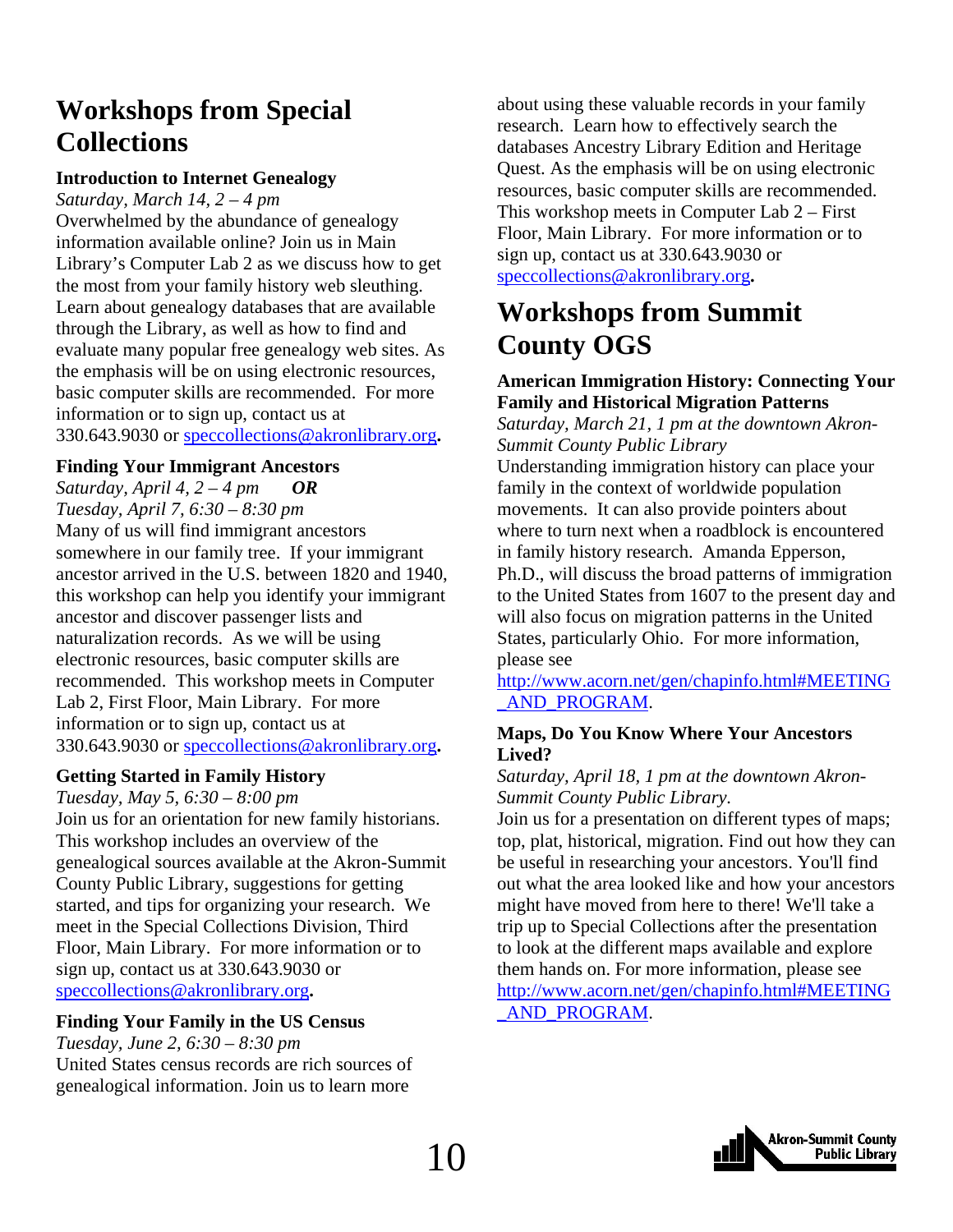## Workshops from Special Collections

**Introduction to Internet Genealogy**

*Saturday, March 14, 2 – 4 pm*

Overwhelmed by the abundance of genealogy information available online? Join us in Main Library's Computer Lab 2 as we discuss how to get the most from your family history web sleuthing. Learn about genealogy databases that are available through the Library, as well as how to find and evaluate many popular free genealogy web sites. As the emphasis will be on using electronic resources, basic computer skills are recommended. For more information or to sign up, contact us at 330.643.9030 or speccollections@akronlibrary.org**.**

**Finding Your Immigrant Ancestors**

*Saturday, April 4, 2 – 4 pm* ***OR***

*Tuesday, April 7, 6:30 – 8:30 pm*

Many of us will find immigrant ancestors somewhere in our family tree. If your immigrant ancestor arrived in the U.S. between 1820 and 1940, this workshop can help you identify your immigrant ancestor and discover passenger lists and naturalization records. As we will be using electronic resources, basic computer skills are recommended. This workshop meets in Computer Lab 2, First Floor, Main Library. For more information or to sign up, contact us at 330.643.9030 or speccollections@akronlibrary.org**.**

**Getting Started in Family History**

*Tuesday, May 5, 6:30 – 8:00 pm*

Join us for an orientation for new family historians. This workshop includes an overview of the genealogical sources available at the Akron-Summit County Public Library, suggestions for getting started, and tips for organizing your research. We meet in the Special Collections Division, Third Floor, Main Library. For more information or to sign up, contact us at 330.643.9030 or speccollections@akronlibrary.org**.**

**Finding Your Family in the US Census**

*Tuesday, June 2, 6:30 – 8:30 pm*

United States census records are rich sources of genealogical information. Join us to learn more about using these valuable records in your family research. Learn how to effectively search the databases Ancestry Library Edition and Heritage Quest. As the emphasis will be on using electronic resources, basic computer skills are recommended. This workshop meets in Computer Lab 2 – First Floor, Main Library. For more information or to sign up, contact us at 330.643.9030 or speccollections@akronlibrary.org**.**

## Workshops from Summit County OGS

**American Immigration History: Connecting Your Family and Historical Migration Patterns**

*Saturday, March 21, 1 pm at the downtown Akron-Summit County Public Library*

Understanding immigration history can place your family in the context of worldwide population movements. It can also provide pointers about where to turn next when a roadblock is encountered in family history research. Amanda Epperson, Ph.D., will discuss the broad patterns of immigration to the United States from 1607 to the present day and will also focus on migration patterns in the United States, particularly Ohio. For more information, please see http://www.acorn.net/gen/chapinfo.html#MEETING_AND_PROGRAM.

**Maps, Do You Know Where Your Ancestors Lived?**

*Saturday, April 18, 1 pm at the downtown Akron-Summit County Public Library.*

Join us for a presentation on different types of maps; top, plat, historical, migration. Find out how they can be useful in researching your ancestors. You'll find out what the area looked like and how your ancestors might have moved from here to there! We'll take a trip up to Special Collections after the presentation to look at the different maps available and explore them hands on. For more information, please see http://www.acorn.net/gen/chapinfo.html#MEETING_AND_PROGRAM.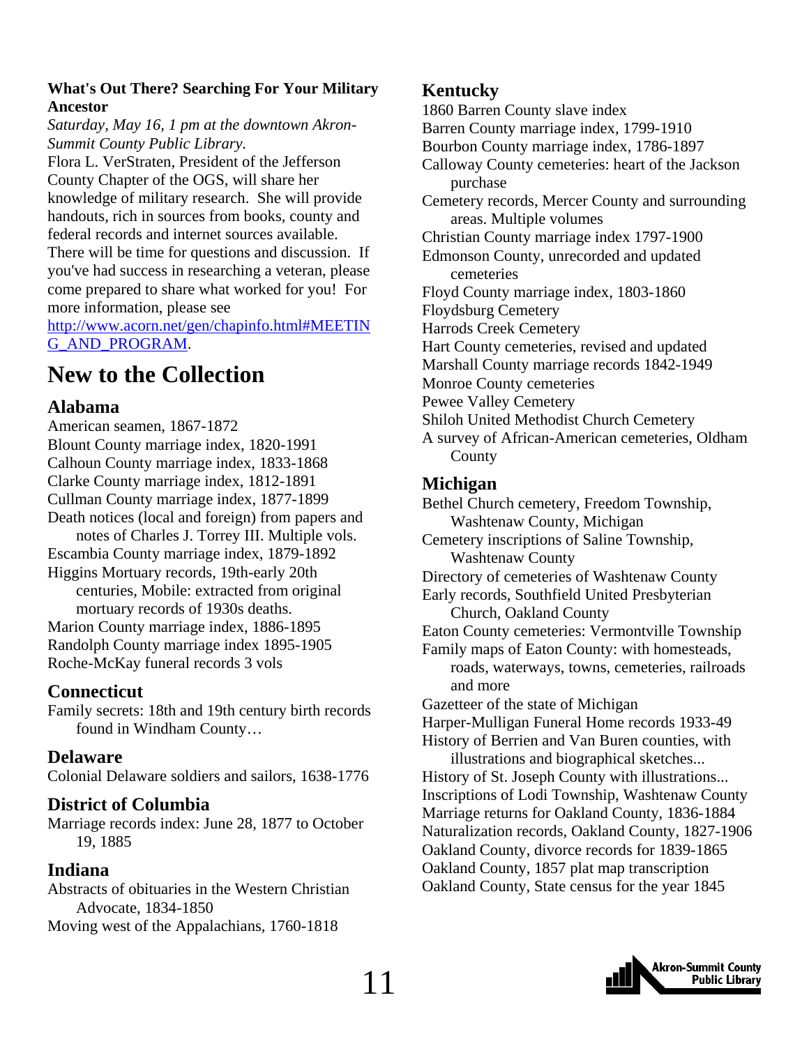**What's Out There? Searching For Your Military Ancestor**

*Saturday, May 16, 1 pm at the downtown Akron-Summit County Public Library.*

Flora L. VerStraten, President of the Jefferson County Chapter of the OGS, will share her knowledge of military research. She will provide handouts, rich in sources from books, county and federal records and internet sources available. There will be time for questions and discussion. If you've had success in researching a veteran, please come prepared to share what worked for you! For more information, please see http://www.acorn.net/gen/chapinfo.html#MEETING_AND_PROGRAM.

# New to the Collection

## Alabama

American seamen, 1867-1872
Blount County marriage index, 1820-1991
Calhoun County marriage index, 1833-1868
Clarke County marriage index, 1812-1891
Cullman County marriage index, 1877-1899
Death notices (local and foreign) from papers and notes of Charles J. Torrey III. Multiple vols.
Escambia County marriage index, 1879-1892
Higgins Mortuary records, 19th-early 20th centuries, Mobile: extracted from original mortuary records of 1930s deaths.
Marion County marriage index, 1886-1895
Randolph County marriage index 1895-1905
Roche-McKay funeral records 3 vols

## Connecticut

Family secrets: 18th and 19th century birth records found in Windham County…

## Delaware

Colonial Delaware soldiers and sailors, 1638-1776

## District of Columbia

Marriage records index: June 28, 1877 to October 19, 1885

## Indiana

Abstracts of obituaries in the Western Christian Advocate, 1834-1850
Moving west of the Appalachians, 1760-1818

## Kentucky

1860 Barren County slave index
Barren County marriage index, 1799-1910
Bourbon County marriage index, 1786-1897
Calloway County cemeteries: heart of the Jackson purchase
Cemetery records, Mercer County and surrounding areas. Multiple volumes
Christian County marriage index 1797-1900
Edmonson County, unrecorded and updated cemeteries
Floyd County marriage index, 1803-1860
Floydsburg Cemetery
Harrods Creek Cemetery
Hart County cemeteries, revised and updated
Marshall County marriage records 1842-1949
Monroe County cemeteries
Pewee Valley Cemetery
Shiloh United Methodist Church Cemetery
A survey of African-American cemeteries, Oldham County

## Michigan

Bethel Church cemetery, Freedom Township, Washtenaw County, Michigan
Cemetery inscriptions of Saline Township, Washtenaw County
Directory of cemeteries of Washtenaw County
Early records, Southfield United Presbyterian Church, Oakland County
Eaton County cemeteries: Vermontville Township
Family maps of Eaton County: with homesteads, roads, waterways, towns, cemeteries, railroads and more
Gazetteer of the state of Michigan
Harper-Mulligan Funeral Home records 1933-49
History of Berrien and Van Buren counties, with illustrations and biographical sketches...
History of St. Joseph County with illustrations...
Inscriptions of Lodi Township, Washtenaw County
Marriage returns for Oakland County, 1836-1884
Naturalization records, Oakland County, 1827-1906
Oakland County, divorce records for 1839-1865
Oakland County, 1857 plat map transcription
Oakland County, State census for the year 1845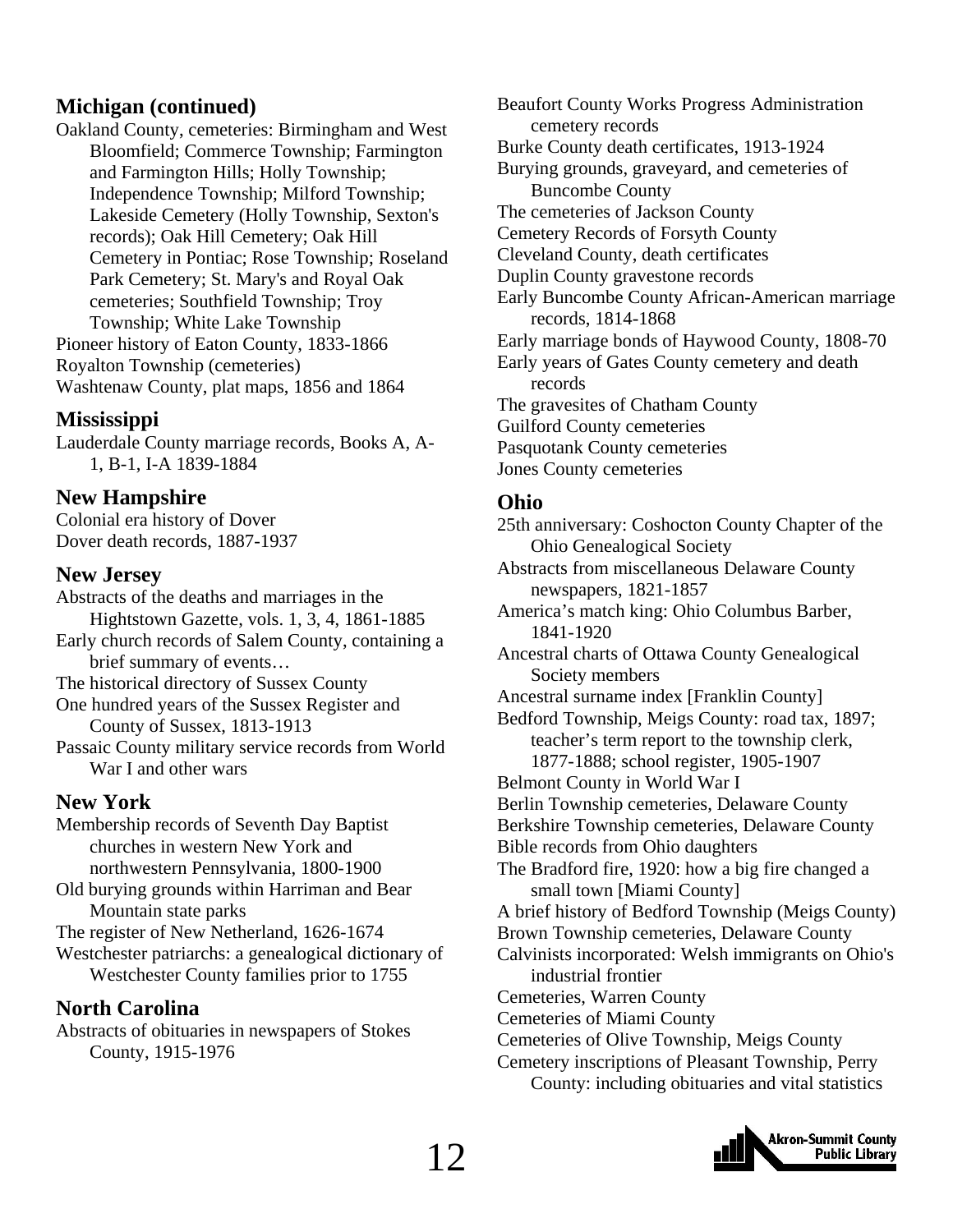## Michigan (continued)

Oakland County, cemeteries: Birmingham and West Bloomfield; Commerce Township; Farmington and Farmington Hills; Holly Township; Independence Township; Milford Township; Lakeside Cemetery (Holly Township, Sexton's records); Oak Hill Cemetery; Oak Hill Cemetery in Pontiac; Rose Township; Roseland Park Cemetery; St. Mary's and Royal Oak cemeteries; Southfield Township; Troy Township; White Lake Township

Pioneer history of Eaton County, 1833-1866

Royalton Township (cemeteries)

Washtenaw County, plat maps, 1856 and 1864

## Mississippi

Lauderdale County marriage records, Books A, A-1, B-1, I-A 1839-1884

## New Hampshire

Colonial era history of Dover

Dover death records, 1887-1937

## New Jersey

Abstracts of the deaths and marriages in the Hightstown Gazette, vols. 1, 3, 4, 1861-1885

Early church records of Salem County, containing a brief summary of events…

The historical directory of Sussex County

One hundred years of the Sussex Register and County of Sussex, 1813-1913

Passaic County military service records from World War I and other wars

## New York

Membership records of Seventh Day Baptist churches in western New York and northwestern Pennsylvania, 1800-1900

Old burying grounds within Harriman and Bear Mountain state parks

The register of New Netherland, 1626-1674

Westchester patriarchs: a genealogical dictionary of Westchester County families prior to 1755

## North Carolina

Abstracts of obituaries in newspapers of Stokes County, 1915-1976

Beaufort County Works Progress Administration cemetery records

Burke County death certificates, 1913-1924

Burying grounds, graveyard, and cemeteries of Buncombe County

The cemeteries of Jackson County

Cemetery Records of Forsyth County

Cleveland County, death certificates

Duplin County gravestone records

Early Buncombe County African-American marriage records, 1814-1868

Early marriage bonds of Haywood County, 1808-70

Early years of Gates County cemetery and death records

The gravesites of Chatham County

Guilford County cemeteries

Pasquotank County cemeteries

Jones County cemeteries

## Ohio

25th anniversary: Coshocton County Chapter of the Ohio Genealogical Society

Abstracts from miscellaneous Delaware County newspapers, 1821-1857

America's match king: Ohio Columbus Barber, 1841-1920

Ancestral charts of Ottawa County Genealogical Society members

Ancestral surname index [Franklin County]

Bedford Township, Meigs County: road tax, 1897; teacher's term report to the township clerk, 1877-1888; school register, 1905-1907

Belmont County in World War I

Berlin Township cemeteries, Delaware County

Berkshire Township cemeteries, Delaware County

Bible records from Ohio daughters

The Bradford fire, 1920: how a big fire changed a small town [Miami County]

A brief history of Bedford Township (Meigs County)

Brown Township cemeteries, Delaware County

Calvinists incorporated: Welsh immigrants on Ohio's industrial frontier

Cemeteries, Warren County

Cemeteries of Miami County

Cemeteries of Olive Township, Meigs County

Cemetery inscriptions of Pleasant Township, Perry County: including obituaries and vital statistics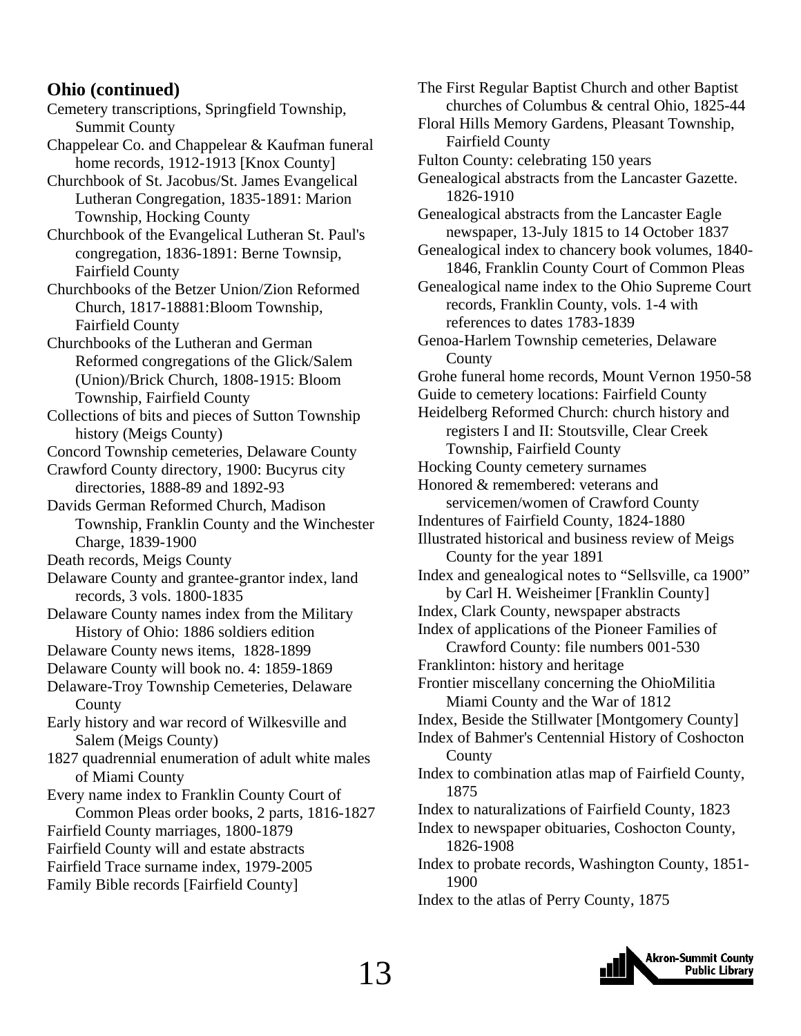## Ohio (continued)

Cemetery transcriptions, Springfield Township, Summit County

Chappelear Co. and Chappelear & Kaufman funeral home records, 1912-1913 [Knox County]

Churchbook of St. Jacobus/St. James Evangelical Lutheran Congregation, 1835-1891: Marion Township, Hocking County

Churchbook of the Evangelical Lutheran St. Paul's congregation, 1836-1891: Berne Townsip, Fairfield County

Churchbooks of the Betzer Union/Zion Reformed Church, 1817-18881:Bloom Township, Fairfield County

Churchbooks of the Lutheran and German Reformed congregations of the Glick/Salem (Union)/Brick Church, 1808-1915: Bloom Township, Fairfield County

Collections of bits and pieces of Sutton Township history (Meigs County)

Concord Township cemeteries, Delaware County

Crawford County directory, 1900: Bucyrus city directories, 1888-89 and 1892-93

Davids German Reformed Church, Madison Township, Franklin County and the Winchester Charge, 1839-1900

Death records, Meigs County

Delaware County and grantee-grantor index, land records, 3 vols. 1800-1835

Delaware County names index from the Military History of Ohio: 1886 soldiers edition

Delaware County news items, 1828-1899

Delaware County will book no. 4: 1859-1869

Delaware-Troy Township Cemeteries, Delaware County

Early history and war record of Wilkesville and Salem (Meigs County)

1827 quadrennial enumeration of adult white males of Miami County

Every name index to Franklin County Court of Common Pleas order books, 2 parts, 1816-1827

Fairfield County marriages, 1800-1879

Fairfield County will and estate abstracts

Fairfield Trace surname index, 1979-2005

Family Bible records [Fairfield County]

The First Regular Baptist Church and other Baptist churches of Columbus & central Ohio, 1825-44

Floral Hills Memory Gardens, Pleasant Township, Fairfield County

Fulton County: celebrating 150 years

Genealogical abstracts from the Lancaster Gazette. 1826-1910

Genealogical abstracts from the Lancaster Eagle newspaper, 13-July 1815 to 14 October 1837

Genealogical index to chancery book volumes, 1840-1846, Franklin County Court of Common Pleas

Genealogical name index to the Ohio Supreme Court records, Franklin County, vols. 1-4 with references to dates 1783-1839

Genoa-Harlem Township cemeteries, Delaware County

Grohe funeral home records, Mount Vernon 1950-58

Guide to cemetery locations: Fairfield County

Heidelberg Reformed Church: church history and registers I and II: Stoutsville, Clear Creek Township, Fairfield County

Hocking County cemetery surnames

Honored & remembered: veterans and servicemen/women of Crawford County

Indentures of Fairfield County, 1824-1880

Illustrated historical and business review of Meigs County for the year 1891

Index and genealogical notes to "Sellsville, ca 1900" by Carl H. Weisheimer [Franklin County]

Index, Clark County, newspaper abstracts

Index of applications of the Pioneer Families of Crawford County: file numbers 001-530

Franklinton: history and heritage

Frontier miscellany concerning the OhioMilitia Miami County and the War of 1812

Index, Beside the Stillwater [Montgomery County]

Index of Bahmer's Centennial History of Coshocton County

Index to combination atlas map of Fairfield County, 1875

Index to naturalizations of Fairfield County, 1823

Index to newspaper obituaries, Coshocton County, 1826-1908

Index to probate records, Washington County, 1851-1900

Index to the atlas of Perry County, 1875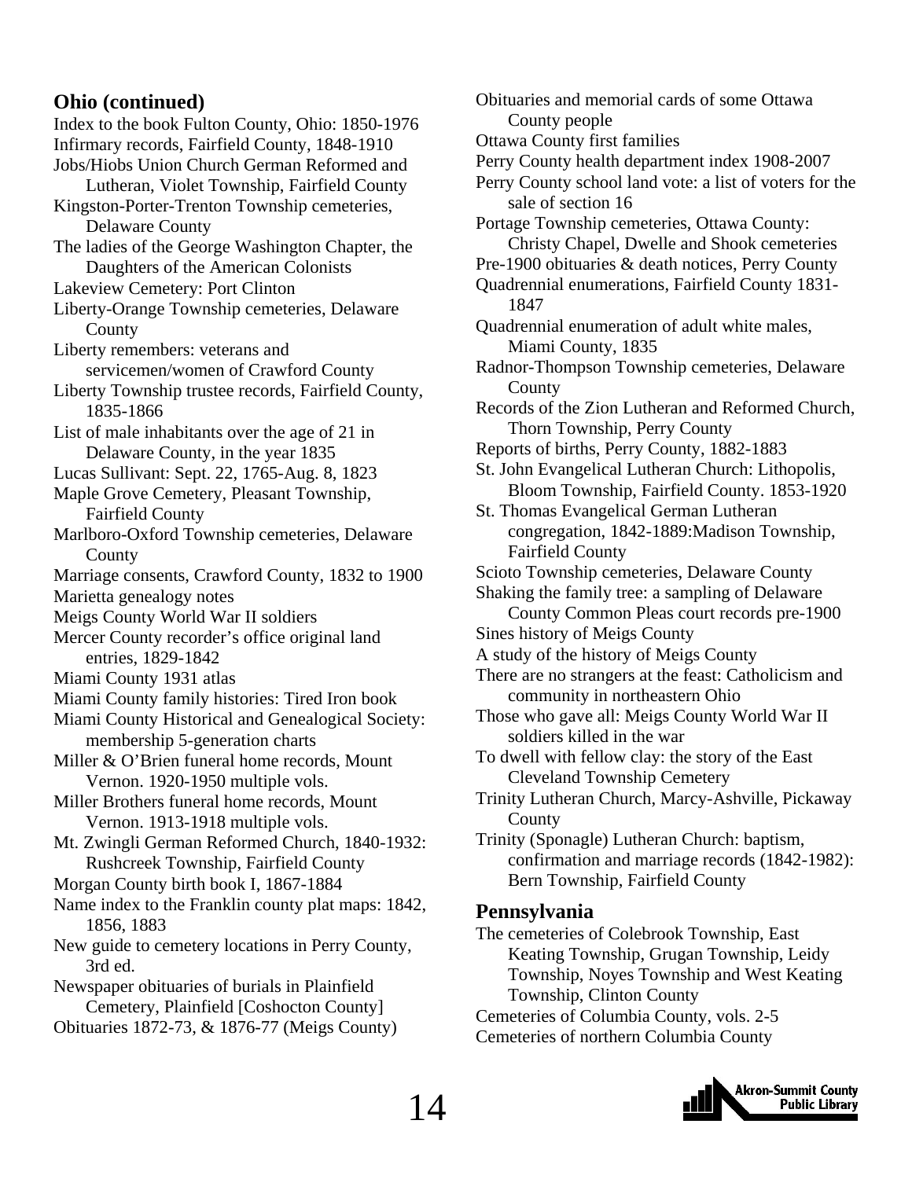## Ohio (continued)

Index to the book Fulton County, Ohio: 1850-1976
Infirmary records, Fairfield County, 1848-1910
Jobs/Hiobs Union Church German Reformed and Lutheran, Violet Township, Fairfield County
Kingston-Porter-Trenton Township cemeteries, Delaware County
The ladies of the George Washington Chapter, the Daughters of the American Colonists
Lakeview Cemetery: Port Clinton
Liberty-Orange Township cemeteries, Delaware County
Liberty remembers: veterans and servicemen/women of Crawford County
Liberty Township trustee records, Fairfield County, 1835-1866
List of male inhabitants over the age of 21 in Delaware County, in the year 1835
Lucas Sullivant: Sept. 22, 1765-Aug. 8, 1823
Maple Grove Cemetery, Pleasant Township, Fairfield County
Marlboro-Oxford Township cemeteries, Delaware County
Marriage consents, Crawford County, 1832 to 1900
Marietta genealogy notes
Meigs County World War II soldiers
Mercer County recorder's office original land entries, 1829-1842
Miami County 1931 atlas
Miami County family histories: Tired Iron book
Miami County Historical and Genealogical Society: membership 5-generation charts
Miller & O'Brien funeral home records, Mount Vernon. 1920-1950 multiple vols.
Miller Brothers funeral home records, Mount Vernon. 1913-1918 multiple vols.
Mt. Zwingli German Reformed Church, 1840-1932: Rushcreek Township, Fairfield County
Morgan County birth book I, 1867-1884
Name index to the Franklin county plat maps: 1842, 1856, 1883
New guide to cemetery locations in Perry County, 3rd ed.
Newspaper obituaries of burials in Plainfield Cemetery, Plainfield [Coshocton County]
Obituaries 1872-73, & 1876-77 (Meigs County)
Obituaries and memorial cards of some Ottawa County people
Ottawa County first families
Perry County health department index 1908-2007
Perry County school land vote: a list of voters for the sale of section 16
Portage Township cemeteries, Ottawa County: Christy Chapel, Dwelle and Shook cemeteries
Pre-1900 obituaries & death notices, Perry County
Quadrennial enumerations, Fairfield County 1831-1847
Quadrennial enumeration of adult white males, Miami County, 1835
Radnor-Thompson Township cemeteries, Delaware County
Records of the Zion Lutheran and Reformed Church, Thorn Township, Perry County
Reports of births, Perry County, 1882-1883
St. John Evangelical Lutheran Church: Lithopolis, Bloom Township, Fairfield County. 1853-1920
St. Thomas Evangelical German Lutheran congregation, 1842-1889:Madison Township, Fairfield County
Scioto Township cemeteries, Delaware County
Shaking the family tree: a sampling of Delaware County Common Pleas court records pre-1900
Sines history of Meigs County
A study of the history of Meigs County
There are no strangers at the feast: Catholicism and community in northeastern Ohio
Those who gave all: Meigs County World War II soldiers killed in the war
To dwell with fellow clay: the story of the East Cleveland Township Cemetery
Trinity Lutheran Church, Marcy-Ashville, Pickaway County
Trinity (Sponagle) Lutheran Church: baptism, confirmation and marriage records (1842-1982): Bern Township, Fairfield County

## Pennsylvania

The cemeteries of Colebrook Township, East Keating Township, Grugan Township, Leidy Township, Noyes Township and West Keating Township, Clinton County
Cemeteries of Columbia County, vols. 2-5
Cemeteries of northern Columbia County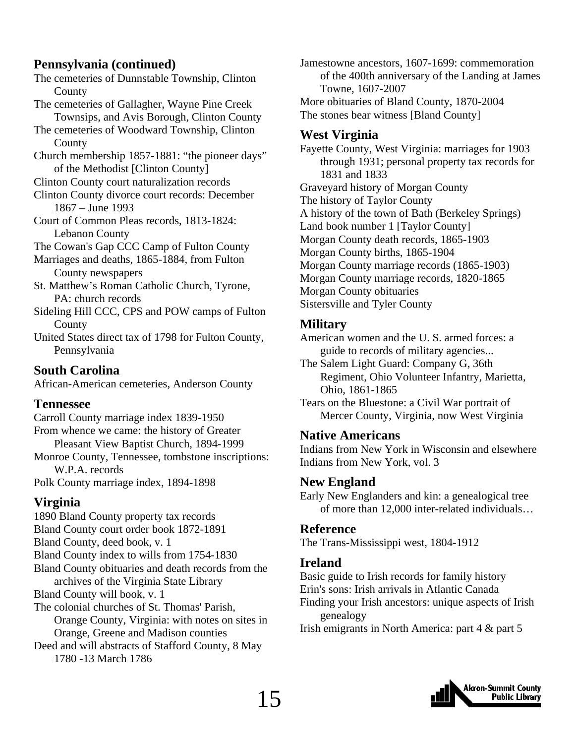## Pennsylvania (continued)

The cemeteries of Dunnstable Township, Clinton County

The cemeteries of Gallagher, Wayne Pine Creek Townsips, and Avis Borough, Clinton County

The cemeteries of Woodward Township, Clinton County

Church membership 1857-1881: "the pioneer days" of the Methodist [Clinton County]

Clinton County court naturalization records

Clinton County divorce court records: December 1867 – June 1993

Court of Common Pleas records, 1813-1824: Lebanon County

The Cowan's Gap CCC Camp of Fulton County

Marriages and deaths, 1865-1884, from Fulton County newspapers

St. Matthew's Roman Catholic Church, Tyrone, PA: church records

Sideling Hill CCC, CPS and POW camps of Fulton County

United States direct tax of 1798 for Fulton County, Pennsylvania

## South Carolina

African-American cemeteries, Anderson County

## Tennessee

Carroll County marriage index 1839-1950

From whence we came: the history of Greater Pleasant View Baptist Church, 1894-1999

Monroe County, Tennessee, tombstone inscriptions: W.P.A. records

Polk County marriage index, 1894-1898

## Virginia

1890 Bland County property tax records

Bland County court order book 1872-1891

Bland County, deed book, v. 1

Bland County index to wills from 1754-1830

Bland County obituaries and death records from the archives of the Virginia State Library

Bland County will book, v. 1

The colonial churches of St. Thomas' Parish, Orange County, Virginia: with notes on sites in Orange, Greene and Madison counties

Deed and will abstracts of Stafford County, 8 May 1780 -13 March 1786

Jamestowne ancestors, 1607-1699: commemoration of the 400th anniversary of the Landing at James Towne, 1607-2007

More obituaries of Bland County, 1870-2004

The stones bear witness [Bland County]

## West Virginia

Fayette County, West Virginia: marriages for 1903 through 1931; personal property tax records for 1831 and 1833

Graveyard history of Morgan County

The history of Taylor County

A history of the town of Bath (Berkeley Springs)

Land book number 1 [Taylor County]

Morgan County death records, 1865-1903

Morgan County births, 1865-1904

Morgan County marriage records (1865-1903)

Morgan County marriage records, 1820-1865

Morgan County obituaries

Sistersville and Tyler County

## Military

American women and the U. S. armed forces: a guide to records of military agencies...

The Salem Light Guard: Company G, 36th Regiment, Ohio Volunteer Infantry, Marietta, Ohio, 1861-1865

Tears on the Bluestone: a Civil War portrait of Mercer County, Virginia, now West Virginia

## Native Americans

Indians from New York in Wisconsin and elsewhere

Indians from New York, vol. 3

## New England

Early New Englanders and kin: a genealogical tree of more than 12,000 inter-related individuals…

## Reference

The Trans-Mississippi west, 1804-1912

## Ireland

Basic guide to Irish records for family history

Erin's sons: Irish arrivals in Atlantic Canada

Finding your Irish ancestors: unique aspects of Irish genealogy

Irish emigrants in North America: part 4 & part 5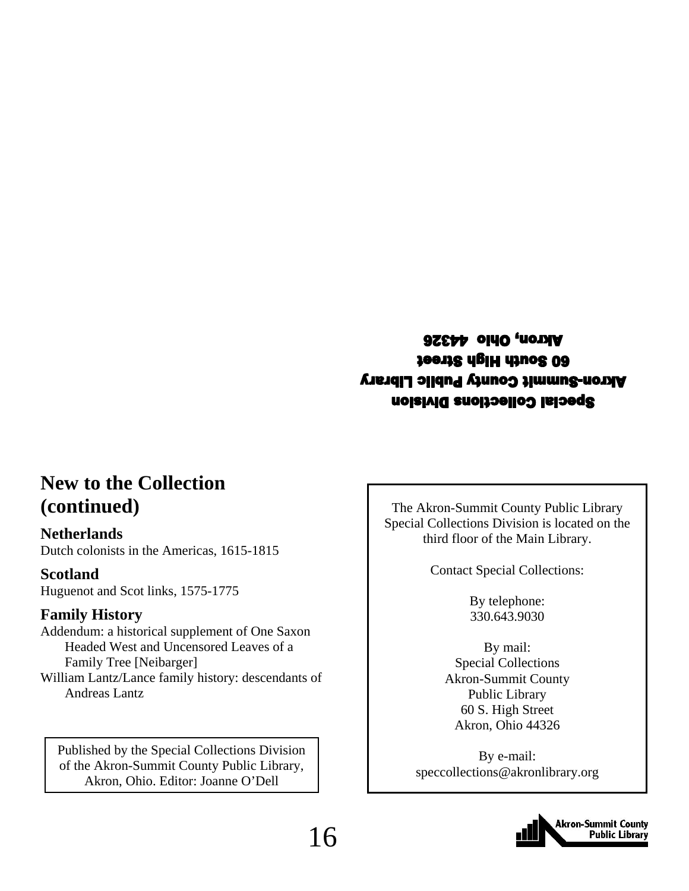Special Collections Division
Akron-Summit County Public Library
60 South High Street
Akron, Ohio 44326

## New to the Collection (continued)

### Netherlands

Dutch colonists in the Americas, 1615-1815

### Scotland

Huguenot and Scot links, 1575-1775

### Family History

Addendum: a historical supplement of One Saxon Headed West and Uncensored Leaves of a Family Tree [Neibarger]

William Lantz/Lance family history: descendants of Andreas Lantz

Published by the Special Collections Division of the Akron-Summit County Public Library, Akron, Ohio. Editor: Joanne O'Dell

The Akron-Summit County Public Library Special Collections Division is located on the third floor of the Main Library.

Contact Special Collections:

By telephone:
330.643.9030

By mail:
Special Collections
Akron-Summit County
Public Library
60 S. High Street
Akron, Ohio 44326

By e-mail:
speccollections@akronlibrary.org

Akron-Summit County Public Library